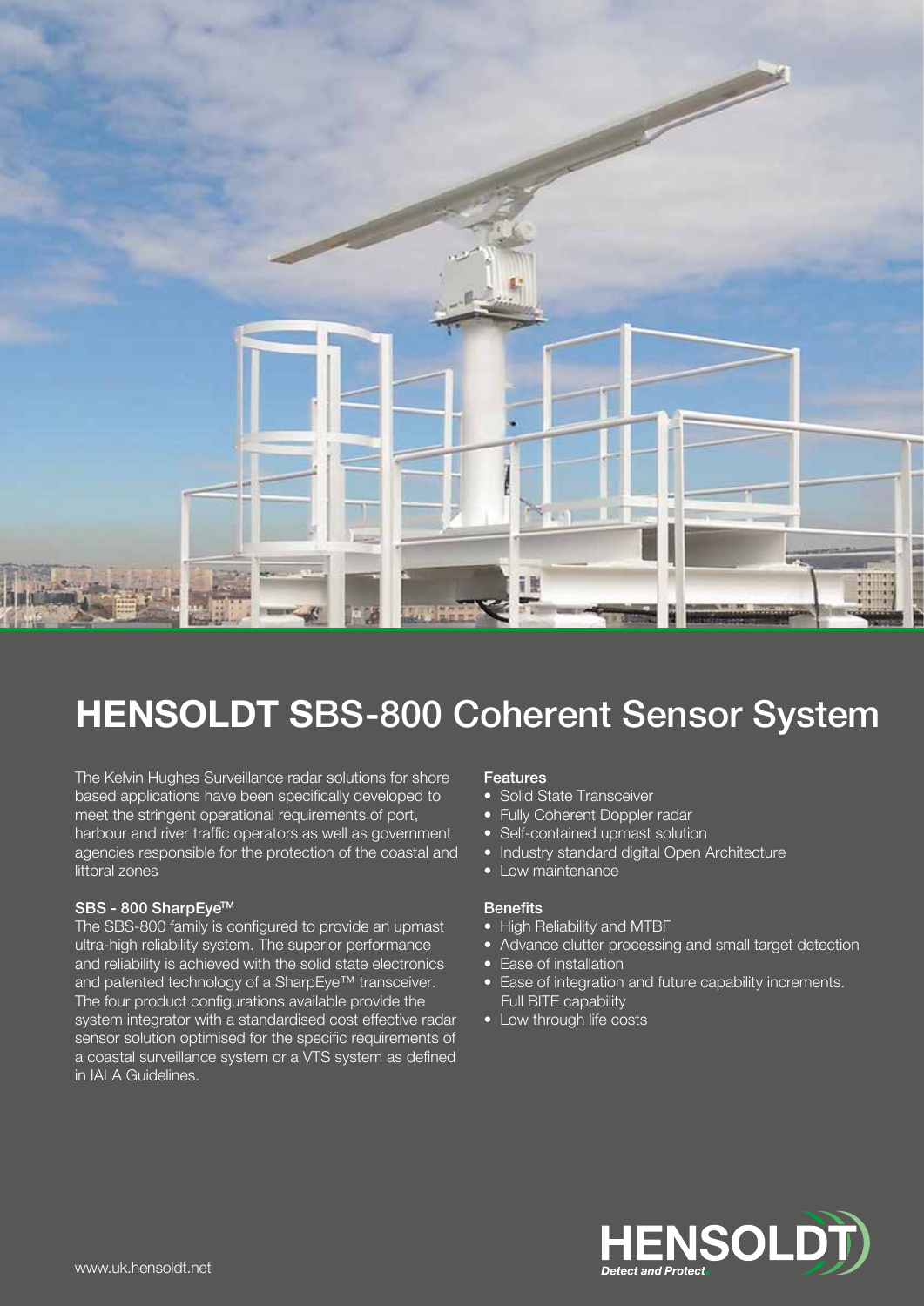# HENSOLDT SBS-800 Coherent Sensor System

The Kelvin Hughes Surveillance radar solutions for shore based applications have been specifically developed to meet the stringent operational requirements of port, harbour and river traffic operators as well as government agencies responsible for the protection of the coastal and littoral zones

**SBS - 800 SharpEye™**

The SBS-800 family is configured to provide an upmast ultra-high reliability system. The superior performance and reliability is achieved with the solid state electronics and patented technology of a SharpEye™ transceiver. The four product configurations available provide the system integrator with a standardised cost effective radar sensor solution optimised for the specific requirements of a coastal surveillance system or a VTS system as defined in IALA Guidelines.

**Features**

- Solid State Transceiver
- Fully Coherent Doppler radar
- Self-contained upmast solution
- Industry standard digital Open Architecture
- Low maintenance

**Benefits**

- High Reliability and MTBF
- Advance clutter processing and small target detection
- Ease of installation
- Ease of integration and future capability increments. Full BITE capability
- Low through life costs

HENSOLDT *Detect and Protect.*

www.uk.hensoldt.net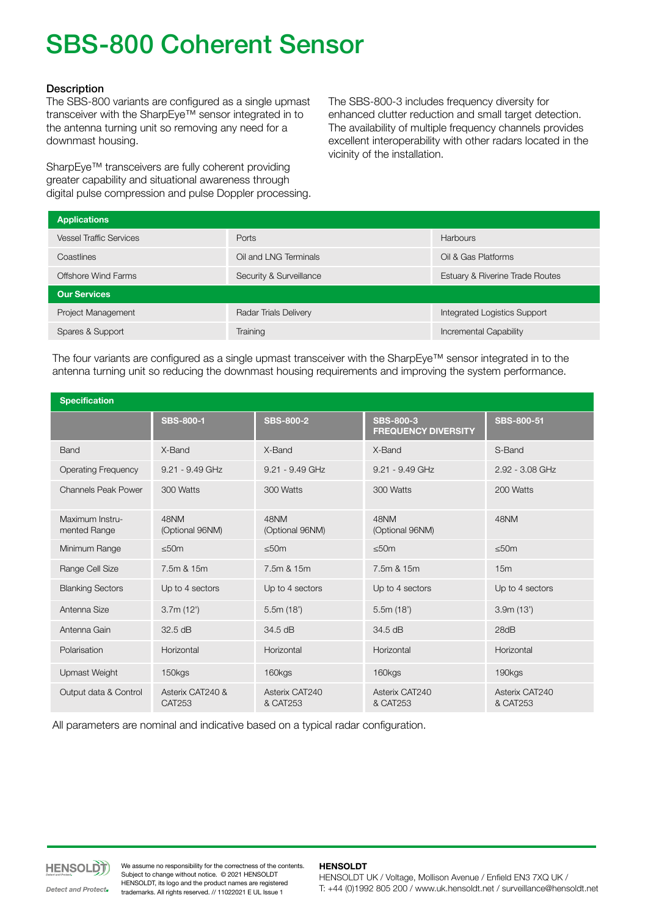# SBS-800 Coherent Sensor

### Description

The SBS-800 variants are configured as a single upmast transceiver with the SharpEye™ sensor integrated in to the antenna turning unit so removing any need for a downmast housing.

SharpEye™ transceivers are fully coherent providing greater capability and situational awareness through digital pulse compression and pulse Doppler processing.

The SBS-800-3 includes frequency diversity for enhanced clutter reduction and small target detection. The availability of multiple frequency channels provides excellent interoperability with other radars located in the vicinity of the installation.

| **Applications** | | |
|---|---|---|
| Vessel Traffic Services | Ports | Harbours |
| Coastlines | Oil and LNG Terminals | Oil & Gas Platforms |
| Offshore Wind Farms | Security & Surveillance | Estuary & Riverine Trade Routes |
| **Our Services** | | |
| Project Management | Radar Trials Delivery | Integrated Logistics Support |
| Spares & Support | Training | Incremental Capability |

The four variants are configured as a single upmast transceiver with the SharpEye™ sensor integrated in to the antenna turning unit so reducing the downmast housing requirements and improving the system performance.

**Specification**

| | SBS-800-1 | SBS-800-2 | SBS-800-3 FREQUENCY DIVERSITY | SBS-800-51 |
|---|---|---|---|---|
| Band | X-Band | X-Band | X-Band | S-Band |
| Operating Frequency | 9.21 - 9.49 GHz | 9.21 - 9.49 GHz | 9.21 - 9.49 GHz | 2.92 - 3.08 GHz |
| Channels Peak Power | 300 Watts | 300 Watts | 300 Watts | 200 Watts |
| Maximum Instrumented Range | 48NM (Optional 96NM) | 48NM (Optional 96NM) | 48NM (Optional 96NM) | 48NM |
| Minimum Range | ≤50m | ≤50m | ≤50m | ≤50m |
| Range Cell Size | 7.5m & 15m | 7.5m & 15m | 7.5m & 15m | 15m |
| Blanking Sectors | Up to 4 sectors | Up to 4 sectors | Up to 4 sectors | Up to 4 sectors |
| Antenna Size | 3.7m (12') | 5.5m (18') | 5.5m (18') | 3.9m (13') |
| Antenna Gain | 32.5 dB | 34.5 dB | 34.5 dB | 28dB |
| Polarisation | Horizontal | Horizontal | Horizontal | Horizontal |
| Upmast Weight | 150kgs | 160kgs | 160kgs | 190kgs |
| Output data & Control | Asterix CAT240 & CAT253 | Asterix CAT240 & CAT253 | Asterix CAT240 & CAT253 | Asterix CAT240 & CAT253 |

All parameters are nominal and indicative based on a typical radar configuration.

HENSOLDT
Detect and Protect.

We assume no responsibility for the correctness of the contents. Subject to change without notice. © 2021 HENSOLDT
HENSOLDT, its logo and the product names are registered trademarks. All rights reserved. // 11022021 E UL Issue 1

**HENSOLDT**
HENSOLDT UK / Voltage, Mollison Avenue / Enfield EN3 7XQ UK /
T: +44 (0)1992 805 200 / www.uk.hensoldt.net / surveillance@hensoldt.net